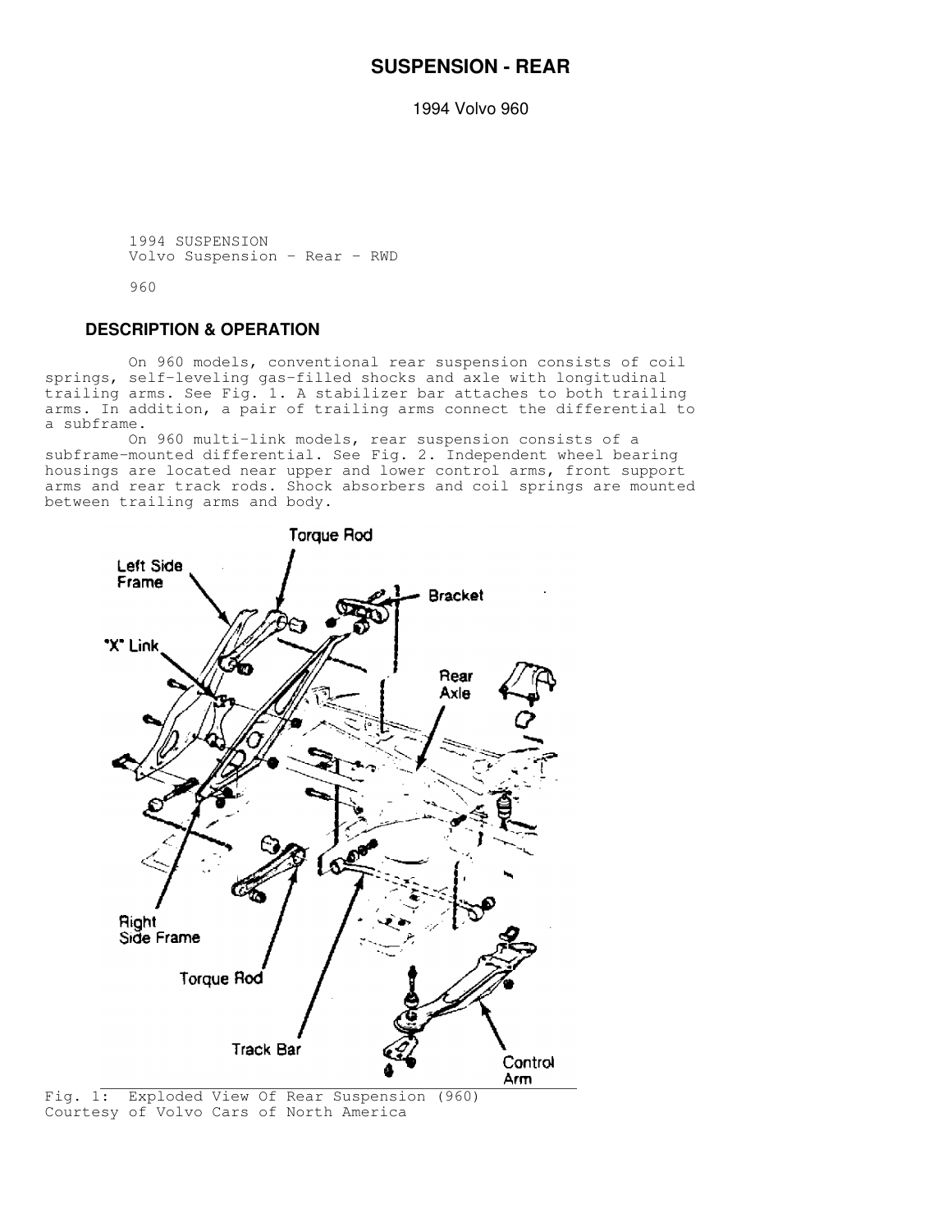# SUSPENSION - REAR

1994 Volvo 960

1994 SUSPENSION
Volvo Suspension - Rear - RWD

960

## DESCRIPTION & OPERATION

On 960 models, conventional rear suspension consists of coil springs, self-leveling gas-filled shocks and axle with longitudinal trailing arms. See Fig. 1. A stabilizer bar attaches to both trailing arms. In addition, a pair of trailing arms connect the differential to a subframe.

On 960 multi-link models, rear suspension consists of a subframe-mounted differential. See Fig. 2. Independent wheel bearing housings are located near upper and lower control arms, front support arms and rear track rods. Shock absorbers and coil springs are mounted between trailing arms and body.

Fig. 1: Exploded View Of Rear Suspension (960)
Courtesy of Volvo Cars of North America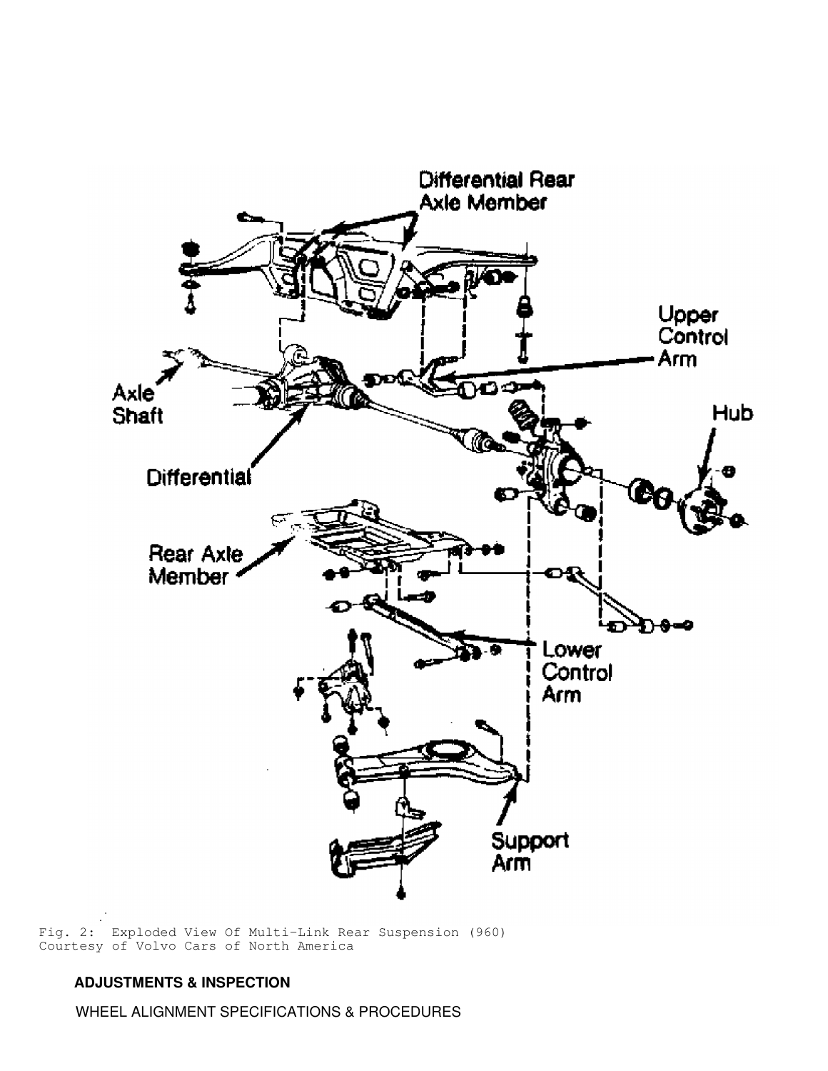Fig. 2: Exploded View Of Multi-Link Rear Suspension (960)
Courtesy of Volvo Cars of North America

**ADJUSTMENTS & INSPECTION**

WHEEL ALIGNMENT SPECIFICATIONS & PROCEDURES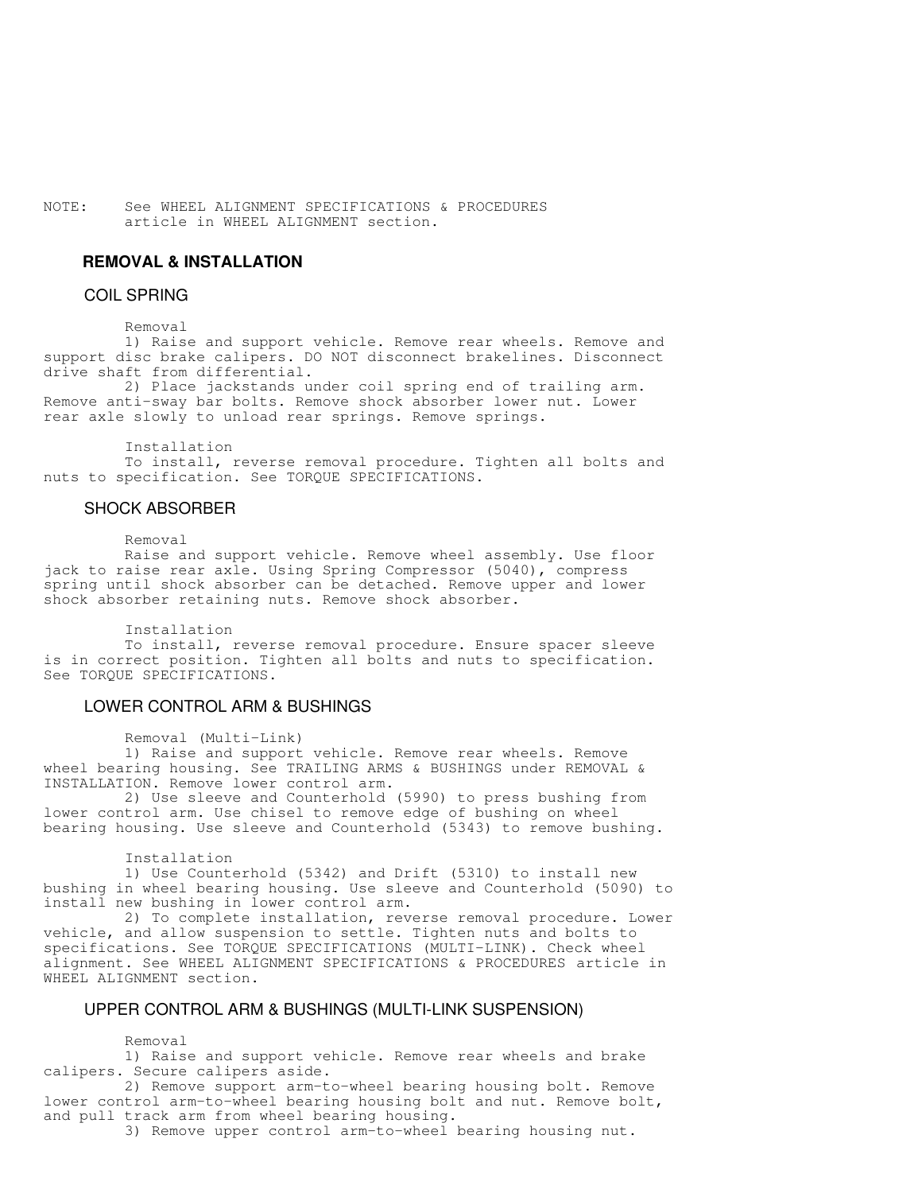NOTE: See WHEEL ALIGNMENT SPECIFICATIONS & PROCEDURES article in WHEEL ALIGNMENT section.

## REMOVAL & INSTALLATION

### COIL SPRING

Removal

1) Raise and support vehicle. Remove rear wheels. Remove and support disc brake calipers. DO NOT disconnect brakelines. Disconnect drive shaft from differential.

2) Place jackstands under coil spring end of trailing arm. Remove anti-sway bar bolts. Remove shock absorber lower nut. Lower rear axle slowly to unload rear springs. Remove springs.

Installation

To install, reverse removal procedure. Tighten all bolts and nuts to specification. See TORQUE SPECIFICATIONS.

### SHOCK ABSORBER

Removal

Raise and support vehicle. Remove wheel assembly. Use floor jack to raise rear axle. Using Spring Compressor (5040), compress spring until shock absorber can be detached. Remove upper and lower shock absorber retaining nuts. Remove shock absorber.

Installation

To install, reverse removal procedure. Ensure spacer sleeve is in correct position. Tighten all bolts and nuts to specification. See TORQUE SPECIFICATIONS.

### LOWER CONTROL ARM & BUSHINGS

Removal (Multi-Link)

1) Raise and support vehicle. Remove rear wheels. Remove wheel bearing housing. See TRAILING ARMS & BUSHINGS under REMOVAL & INSTALLATION. Remove lower control arm.

2) Use sleeve and Counterhold (5990) to press bushing from lower control arm. Use chisel to remove edge of bushing on wheel bearing housing. Use sleeve and Counterhold (5343) to remove bushing.

Installation

1) Use Counterhold (5342) and Drift (5310) to install new bushing in wheel bearing housing. Use sleeve and Counterhold (5090) to install new bushing in lower control arm.

2) To complete installation, reverse removal procedure. Lower vehicle, and allow suspension to settle. Tighten nuts and bolts to specifications. See TORQUE SPECIFICATIONS (MULTI-LINK). Check wheel alignment. See WHEEL ALIGNMENT SPECIFICATIONS & PROCEDURES article in WHEEL ALIGNMENT section.

### UPPER CONTROL ARM & BUSHINGS (MULTI-LINK SUSPENSION)

Removal

1) Raise and support vehicle. Remove rear wheels and brake calipers. Secure calipers aside.

2) Remove support arm-to-wheel bearing housing bolt. Remove lower control arm-to-wheel bearing housing bolt and nut. Remove bolt, and pull track arm from wheel bearing housing.

3) Remove upper control arm-to-wheel bearing housing nut.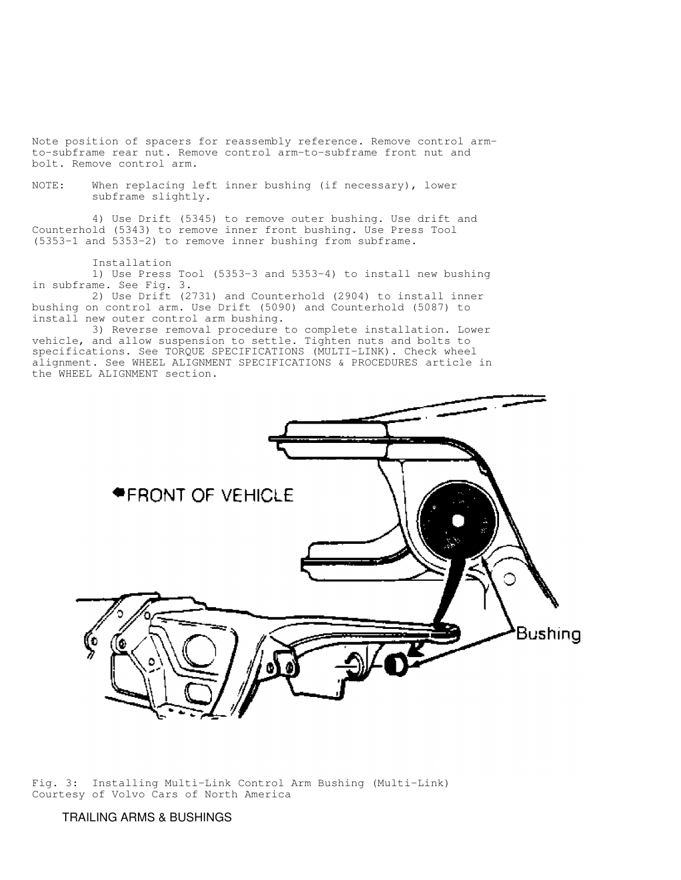Note position of spacers for reassembly reference. Remove control arm-to-subframe rear nut. Remove control arm-to-subframe front nut and bolt. Remove control arm.

NOTE: When replacing left inner bushing (if necessary), lower subframe slightly.

4) Use Drift (5345) to remove outer bushing. Use drift and Counterhold (5343) to remove inner front bushing. Use Press Tool (5353-1 and 5353-2) to remove inner bushing from subframe.

Installation

1) Use Press Tool (5353-3 and 5353-4) to install new bushing in subframe. See Fig. 3.

2) Use Drift (2731) and Counterhold (2904) to install inner bushing on control arm. Use Drift (5090) and Counterhold (5087) to install new outer control arm bushing.

3) Reverse removal procedure to complete installation. Lower vehicle, and allow suspension to settle. Tighten nuts and bolts to specifications. See TORQUE SPECIFICATIONS (MULTI-LINK). Check wheel alignment. See WHEEL ALIGNMENT SPECIFICATIONS & PROCEDURES article in the WHEEL ALIGNMENT section.

Fig. 3: Installing Multi-Link Control Arm Bushing (Multi-Link)
Courtesy of Volvo Cars of North America

## TRAILING ARMS & BUSHINGS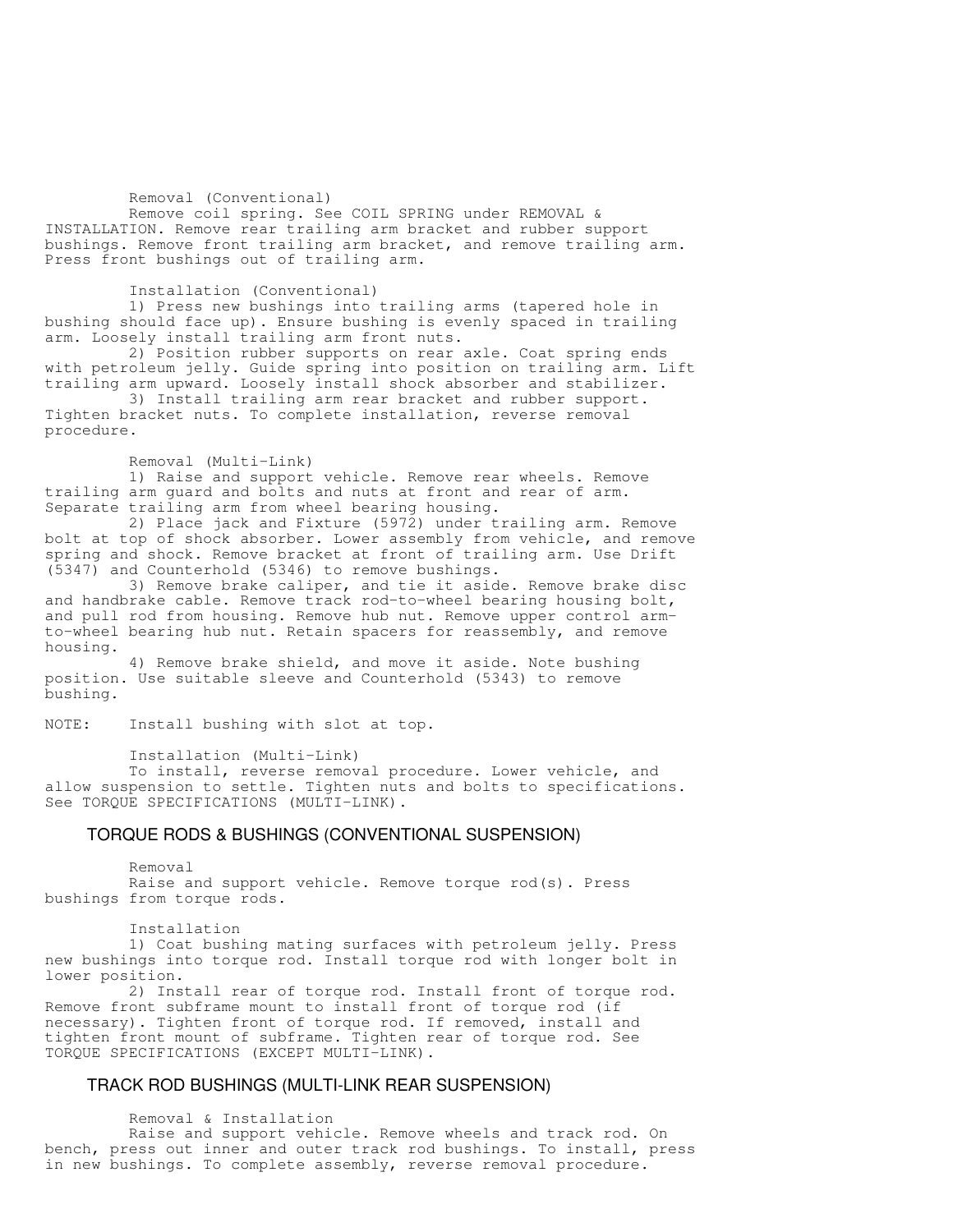Removal (Conventional)

Remove coil spring. See COIL SPRING under REMOVAL & INSTALLATION. Remove rear trailing arm bracket and rubber support bushings. Remove front trailing arm bracket, and remove trailing arm. Press front bushings out of trailing arm.

Installation (Conventional)

1) Press new bushings into trailing arms (tapered hole in bushing should face up). Ensure bushing is evenly spaced in trailing arm. Loosely install trailing arm front nuts.

2) Position rubber supports on rear axle. Coat spring ends with petroleum jelly. Guide spring into position on trailing arm. Lift trailing arm upward. Loosely install shock absorber and stabilizer.

3) Install trailing arm rear bracket and rubber support. Tighten bracket nuts. To complete installation, reverse removal procedure.

Removal (Multi-Link)

1) Raise and support vehicle. Remove rear wheels. Remove trailing arm guard and bolts and nuts at front and rear of arm. Separate trailing arm from wheel bearing housing.

2) Place jack and Fixture (5972) under trailing arm. Remove bolt at top of shock absorber. Lower assembly from vehicle, and remove spring and shock. Remove bracket at front of trailing arm. Use Drift (5347) and Counterhold (5346) to remove bushings.

3) Remove brake caliper, and tie it aside. Remove brake disc and handbrake cable. Remove track rod-to-wheel bearing housing bolt, and pull rod from housing. Remove hub nut. Remove upper control arm-to-wheel bearing hub nut. Retain spacers for reassembly, and remove housing.

4) Remove brake shield, and move it aside. Note bushing position. Use suitable sleeve and Counterhold (5343) to remove bushing.

NOTE: Install bushing with slot at top.

Installation (Multi-Link)

To install, reverse removal procedure. Lower vehicle, and allow suspension to settle. Tighten nuts and bolts to specifications. See TORQUE SPECIFICATIONS (MULTI-LINK).

## TORQUE RODS & BUSHINGS (CONVENTIONAL SUSPENSION)

Removal

Raise and support vehicle. Remove torque rod(s). Press bushings from torque rods.

Installation

1) Coat bushing mating surfaces with petroleum jelly. Press new bushings into torque rod. Install torque rod with longer bolt in lower position.

2) Install rear of torque rod. Install front of torque rod. Remove front subframe mount to install front of torque rod (if necessary). Tighten front of torque rod. If removed, install and tighten front mount of subframe. Tighten rear of torque rod. See TORQUE SPECIFICATIONS (EXCEPT MULTI-LINK).

## TRACK ROD BUSHINGS (MULTI-LINK REAR SUSPENSION)

Removal & Installation

Raise and support vehicle. Remove wheels and track rod. On bench, press out inner and outer track rod bushings. To install, press in new bushings. To complete assembly, reverse removal procedure.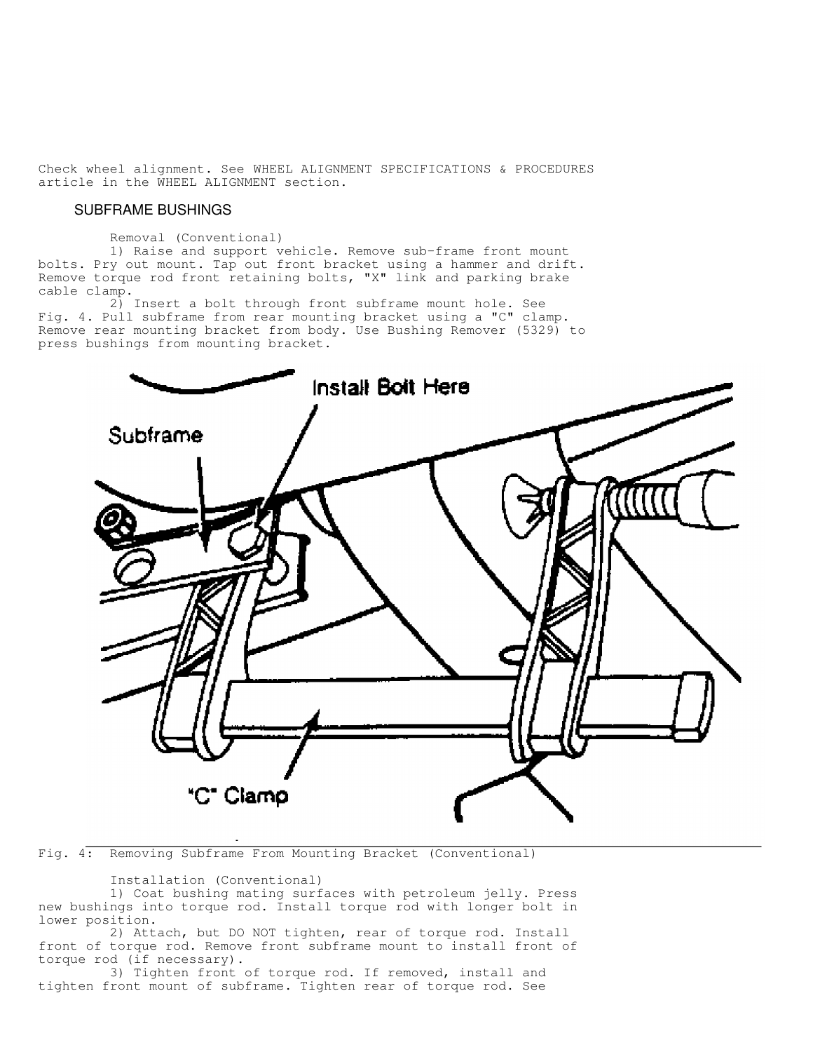Check wheel alignment. See WHEEL ALIGNMENT SPECIFICATIONS & PROCEDURES article in the WHEEL ALIGNMENT section.

## SUBFRAME BUSHINGS

Removal (Conventional)

1) Raise and support vehicle. Remove sub-frame front mount bolts. Pry out mount. Tap out front bracket using a hammer and drift. Remove torque rod front retaining bolts, "X" link and parking brake cable clamp.

2) Insert a bolt through front subframe mount hole. See Fig. 4. Pull subframe from rear mounting bracket using a "C" clamp. Remove rear mounting bracket from body. Use Bushing Remover (5329) to press bushings from mounting bracket.

Fig. 4: Removing Subframe From Mounting Bracket (Conventional)

Installation (Conventional)

1) Coat bushing mating surfaces with petroleum jelly. Press new bushings into torque rod. Install torque rod with longer bolt in lower position.

2) Attach, but DO NOT tighten, rear of torque rod. Install front of torque rod. Remove front subframe mount to install front of torque rod (if necessary).

3) Tighten front of torque rod. If removed, install and tighten front mount of subframe. Tighten rear of torque rod. See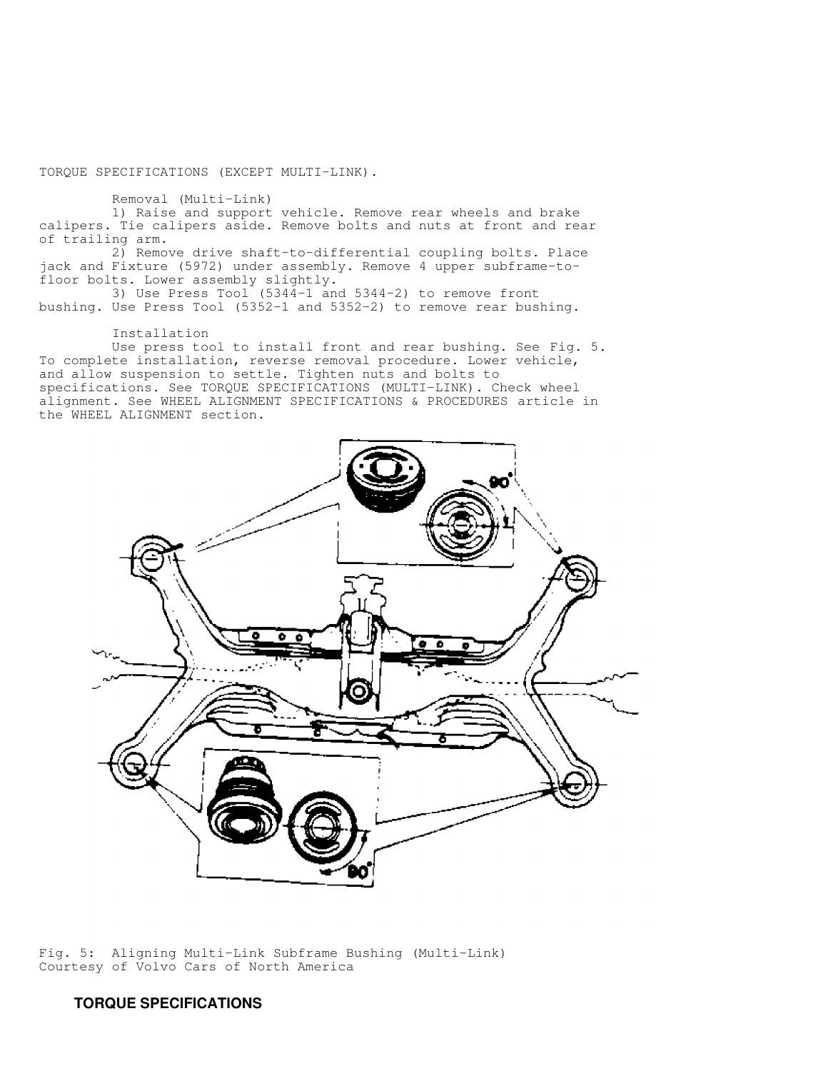TORQUE SPECIFICATIONS (EXCEPT MULTI-LINK).

Removal (Multi-Link)

1) Raise and support vehicle. Remove rear wheels and brake calipers. Tie calipers aside. Remove bolts and nuts at front and rear of trailing arm.

2) Remove drive shaft-to-differential coupling bolts. Place jack and Fixture (5972) under assembly. Remove 4 upper subframe-to-floor bolts. Lower assembly slightly.

3) Use Press Tool (5344-1 and 5344-2) to remove front bushing. Use Press Tool (5352-1 and 5352-2) to remove rear bushing.

Installation

Use press tool to install front and rear bushing. See Fig. 5. To complete installation, reverse removal procedure. Lower vehicle, and allow suspension to settle. Tighten nuts and bolts to specifications. See TORQUE SPECIFICATIONS (MULTI-LINK). Check wheel alignment. See WHEEL ALIGNMENT SPECIFICATIONS & PROCEDURES article in the WHEEL ALIGNMENT section.

Fig. 5: Aligning Multi-Link Subframe Bushing (Multi-Link)
Courtesy of Volvo Cars of North America

## TORQUE SPECIFICATIONS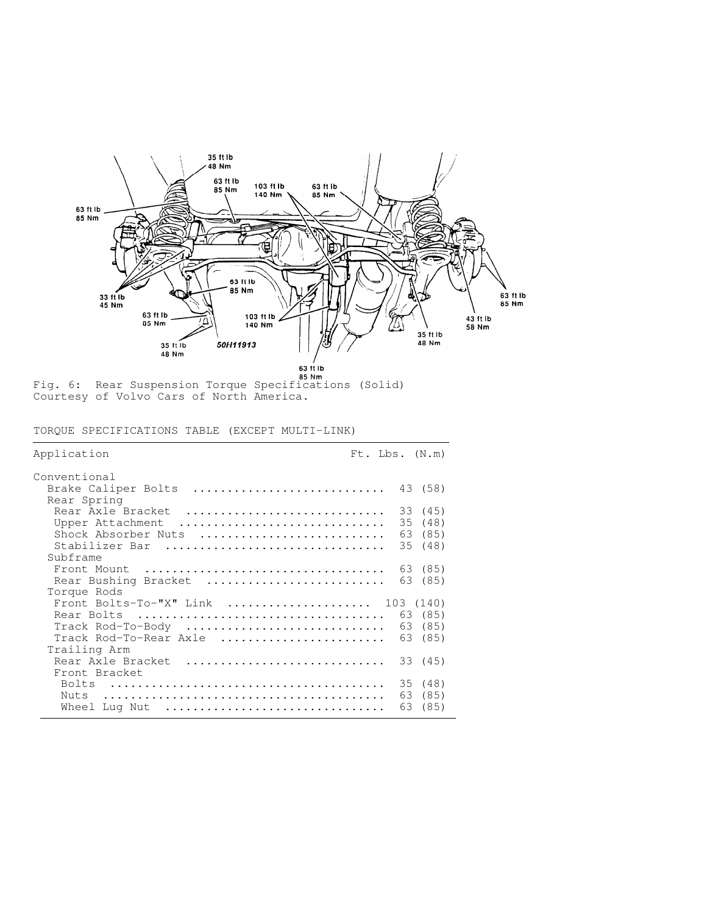Fig. 6: Rear Suspension Torque Specifications (Solid)
Courtesy of Volvo Cars of North America.

TORQUE SPECIFICATIONS TABLE (EXCEPT MULTI-LINK)

| Application | Ft. Lbs. (N.m) |
|---|---|
| Conventional | |
| Brake Caliper Bolts | 43 (58) |
| Rear Spring | |
| Rear Axle Bracket | 33 (45) |
| Upper Attachment | 35 (48) |
| Shock Absorber Nuts | 63 (85) |
| Stabilizer Bar | 35 (48) |
| Subframe | |
| Front Mount | 63 (85) |
| Rear Bushing Bracket | 63 (85) |
| Torque Rods | |
| Front Bolts-To-"X" Link | 103 (140) |
| Rear Bolts | 63 (85) |
| Track Rod-To-Body | 63 (85) |
| Track Rod-To-Rear Axle | 63 (85) |
| Trailing Arm | |
| Rear Axle Bracket | 33 (45) |
| Front Bracket | |
| Bolts | 35 (48) |
| Nuts | 63 (85) |
| Wheel Lug Nut | 63 (85) |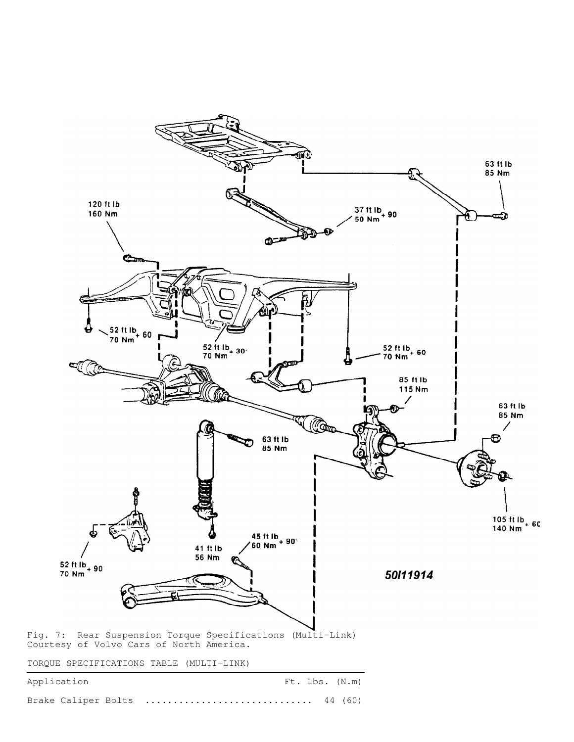Fig. 7: Rear Suspension Torque Specifications (Multi-Link)
Courtesy of Volvo Cars of North America.

TORQUE SPECIFICATIONS TABLE (MULTI-LINK)

| Application | Ft. Lbs. (N.m) |
| --- | --- |
| Brake Caliper Bolts | 44 (60) |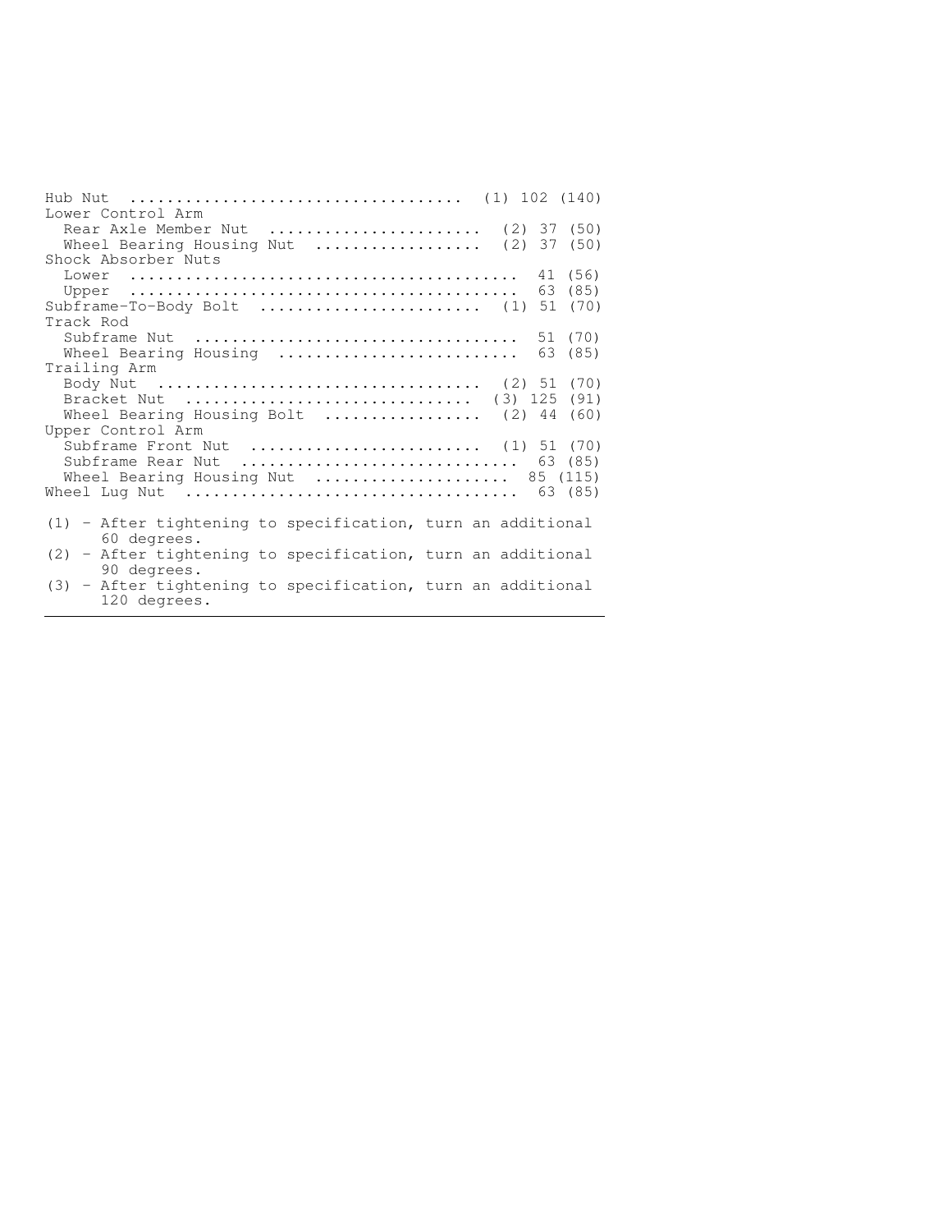| | |
|---|---|
| Hub Nut | (1) 102 (140) |
| Lower Control Arm | |
| Rear Axle Member Nut | (2) 37 (50) |
| Wheel Bearing Housing Nut | (2) 37 (50) |
| Shock Absorber Nuts | |
| Lower | 41 (56) |
| Upper | 63 (85) |
| Subframe-To-Body Bolt | (1) 51 (70) |
| Track Rod | |
| Subframe Nut | 51 (70) |
| Wheel Bearing Housing | 63 (85) |
| Trailing Arm | |
| Body Nut | (2) 51 (70) |
| Bracket Nut | (3) 125 (91) |
| Wheel Bearing Housing Bolt | (2) 44 (60) |
| Upper Control Arm | |
| Subframe Front Nut | (1) 51 (70) |
| Subframe Rear Nut | 63 (85) |
| Wheel Bearing Housing Nut | 85 (115) |
| Wheel Lug Nut | 63 (85) |

(1) - After tightening to specification, turn an additional 60 degrees.
(2) - After tightening to specification, turn an additional 90 degrees.
(3) - After tightening to specification, turn an additional 120 degrees.